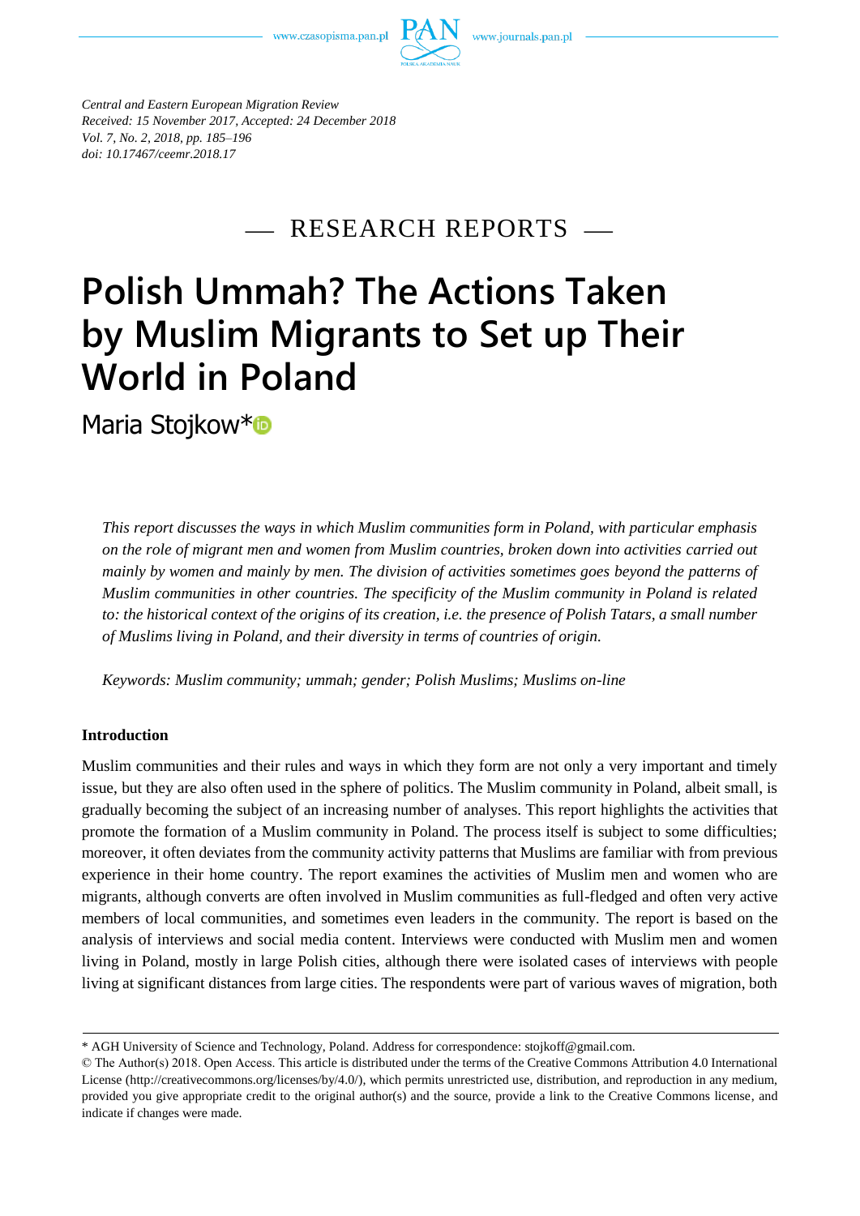*Central and Eastern European Migration Review*
*Received: 15 November 2017, Accepted: 24 December 2018*
*Vol. 7, No. 2, 2018, pp. 185–196*
*doi: 10.17467/ceemr.2018.17*

— RESEARCH REPORTS —

# Polish Ummah? The Actions Taken by Muslim Migrants to Set up Their World in Poland

Maria Stojkow*

*This report discusses the ways in which Muslim communities form in Poland, with particular emphasis on the role of migrant men and women from Muslim countries, broken down into activities carried out mainly by women and mainly by men. The division of activities sometimes goes beyond the patterns of Muslim communities in other countries. The specificity of the Muslim community in Poland is related to: the historical context of the origins of its creation, i.e. the presence of Polish Tatars, a small number of Muslims living in Poland, and their diversity in terms of countries of origin.*

*Keywords: Muslim community; ummah; gender; Polish Muslims; Muslims on-line*

## Introduction

Muslim communities and their rules and ways in which they form are not only a very important and timely issue, but they are also often used in the sphere of politics. The Muslim community in Poland, albeit small, is gradually becoming the subject of an increasing number of analyses. This report highlights the activities that promote the formation of a Muslim community in Poland. The process itself is subject to some difficulties; moreover, it often deviates from the community activity patterns that Muslims are familiar with from previous experience in their home country. The report examines the activities of Muslim men and women who are migrants, although converts are often involved in Muslim communities as full-fledged and often very active members of local communities, and sometimes even leaders in the community. The report is based on the analysis of interviews and social media content. Interviews were conducted with Muslim men and women living in Poland, mostly in large Polish cities, although there were isolated cases of interviews with people living at significant distances from large cities. The respondents were part of various waves of migration, both

---

* AGH University of Science and Technology, Poland. Address for correspondence: stojkoff@gmail.com.

© The Author(s) 2018. Open Access. This article is distributed under the terms of the Creative Commons Attribution 4.0 International License (http://creativecommons.org/licenses/by/4.0/), which permits unrestricted use, distribution, and reproduction in any medium, provided you give appropriate credit to the original author(s) and the source, provide a link to the Creative Commons license, and indicate if changes were made.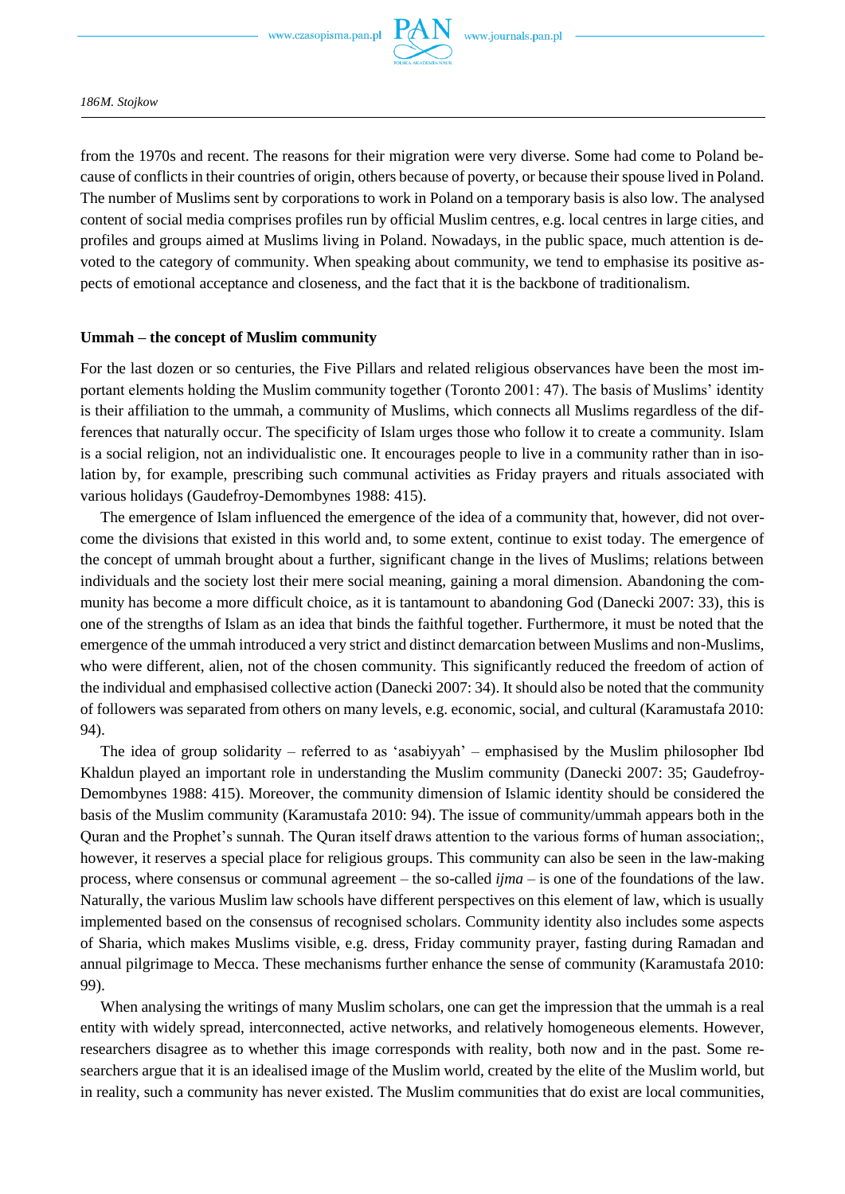from the 1970s and recent. The reasons for their migration were very diverse. Some had come to Poland because of conflicts in their countries of origin, others because of poverty, or because their spouse lived in Poland. The number of Muslims sent by corporations to work in Poland on a temporary basis is also low. The analysed content of social media comprises profiles run by official Muslim centres, e.g. local centres in large cities, and profiles and groups aimed at Muslims living in Poland. Nowadays, in the public space, much attention is devoted to the category of community. When speaking about community, we tend to emphasise its positive aspects of emotional acceptance and closeness, and the fact that it is the backbone of traditionalism.

**Ummah – the concept of Muslim community**

For the last dozen or so centuries, the Five Pillars and related religious observances have been the most important elements holding the Muslim community together (Toronto 2001: 47). The basis of Muslims' identity is their affiliation to the ummah, a community of Muslims, which connects all Muslims regardless of the differences that naturally occur. The specificity of Islam urges those who follow it to create a community. Islam is a social religion, not an individualistic one. It encourages people to live in a community rather than in isolation by, for example, prescribing such communal activities as Friday prayers and rituals associated with various holidays (Gaudefroy-Demombynes 1988: 415).

The emergence of Islam influenced the emergence of the idea of a community that, however, did not overcome the divisions that existed in this world and, to some extent, continue to exist today. The emergence of the concept of ummah brought about a further, significant change in the lives of Muslims; relations between individuals and the society lost their mere social meaning, gaining a moral dimension. Abandoning the community has become a more difficult choice, as it is tantamount to abandoning God (Danecki 2007: 33), this is one of the strengths of Islam as an idea that binds the faithful together. Furthermore, it must be noted that the emergence of the ummah introduced a very strict and distinct demarcation between Muslims and non-Muslims, who were different, alien, not of the chosen community. This significantly reduced the freedom of action of the individual and emphasised collective action (Danecki 2007: 34). It should also be noted that the community of followers was separated from others on many levels, e.g. economic, social, and cultural (Karamustafa 2010: 94).

The idea of group solidarity – referred to as 'asabiyyah' – emphasised by the Muslim philosopher Ibd Khaldun played an important role in understanding the Muslim community (Danecki 2007: 35; Gaudefroy-Demombynes 1988: 415). Moreover, the community dimension of Islamic identity should be considered the basis of the Muslim community (Karamustafa 2010: 94). The issue of community/ummah appears both in the Quran and the Prophet's sunnah. The Quran itself draws attention to the various forms of human association;, however, it reserves a special place for religious groups. This community can also be seen in the law-making process, where consensus or communal agreement – the so-called *ijma* – is one of the foundations of the law. Naturally, the various Muslim law schools have different perspectives on this element of law, which is usually implemented based on the consensus of recognised scholars. Community identity also includes some aspects of Sharia, which makes Muslims visible, e.g. dress, Friday community prayer, fasting during Ramadan and annual pilgrimage to Mecca. These mechanisms further enhance the sense of community (Karamustafa 2010: 99).

When analysing the writings of many Muslim scholars, one can get the impression that the ummah is a real entity with widely spread, interconnected, active networks, and relatively homogeneous elements. However, researchers disagree as to whether this image corresponds with reality, both now and in the past. Some researchers argue that it is an idealised image of the Muslim world, created by the elite of the Muslim world, but in reality, such a community has never existed. The Muslim communities that do exist are local communities,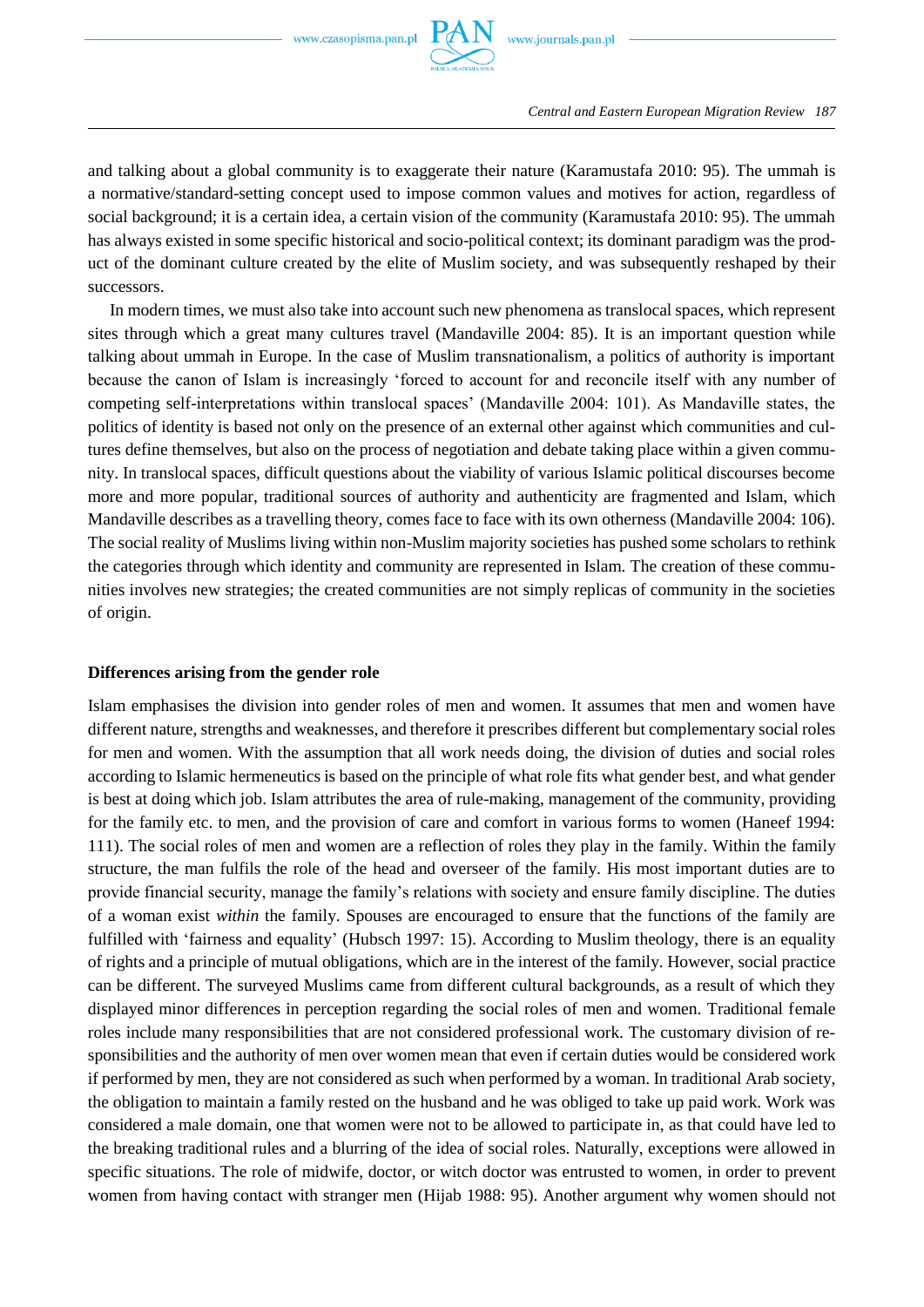and talking about a global community is to exaggerate their nature (Karamustafa 2010: 95). The ummah is a normative/standard-setting concept used to impose common values and motives for action, regardless of social background; it is a certain idea, a certain vision of the community (Karamustafa 2010: 95). The ummah has always existed in some specific historical and socio-political context; its dominant paradigm was the product of the dominant culture created by the elite of Muslim society, and was subsequently reshaped by their successors.

In modern times, we must also take into account such new phenomena as translocal spaces, which represent sites through which a great many cultures travel (Mandaville 2004: 85). It is an important question while talking about ummah in Europe. In the case of Muslim transnationalism, a politics of authority is important because the canon of Islam is increasingly 'forced to account for and reconcile itself with any number of competing self-interpretations within translocal spaces' (Mandaville 2004: 101). As Mandaville states, the politics of identity is based not only on the presence of an external other against which communities and cultures define themselves, but also on the process of negotiation and debate taking place within a given community. In translocal spaces, difficult questions about the viability of various Islamic political discourses become more and more popular, traditional sources of authority and authenticity are fragmented and Islam, which Mandaville describes as a travelling theory, comes face to face with its own otherness (Mandaville 2004: 106). The social reality of Muslims living within non-Muslim majority societies has pushed some scholars to rethink the categories through which identity and community are represented in Islam. The creation of these communities involves new strategies; the created communities are not simply replicas of community in the societies of origin.

## Differences arising from the gender role

Islam emphasises the division into gender roles of men and women. It assumes that men and women have different nature, strengths and weaknesses, and therefore it prescribes different but complementary social roles for men and women. With the assumption that all work needs doing, the division of duties and social roles according to Islamic hermeneutics is based on the principle of what role fits what gender best, and what gender is best at doing which job. Islam attributes the area of rule-making, management of the community, providing for the family etc. to men, and the provision of care and comfort in various forms to women (Haneef 1994: 111). The social roles of men and women are a reflection of roles they play in the family. Within the family structure, the man fulfils the role of the head and overseer of the family. His most important duties are to provide financial security, manage the family's relations with society and ensure family discipline. The duties of a woman exist *within* the family. Spouses are encouraged to ensure that the functions of the family are fulfilled with 'fairness and equality' (Hubsch 1997: 15). According to Muslim theology, there is an equality of rights and a principle of mutual obligations, which are in the interest of the family. However, social practice can be different. The surveyed Muslims came from different cultural backgrounds, as a result of which they displayed minor differences in perception regarding the social roles of men and women. Traditional female roles include many responsibilities that are not considered professional work. The customary division of responsibilities and the authority of men over women mean that even if certain duties would be considered work if performed by men, they are not considered as such when performed by a woman. In traditional Arab society, the obligation to maintain a family rested on the husband and he was obliged to take up paid work. Work was considered a male domain, one that women were not to be allowed to participate in, as that could have led to the breaking traditional rules and a blurring of the idea of social roles. Naturally, exceptions were allowed in specific situations. The role of midwife, doctor, or witch doctor was entrusted to women, in order to prevent women from having contact with stranger men (Hijab 1988: 95). Another argument why women should not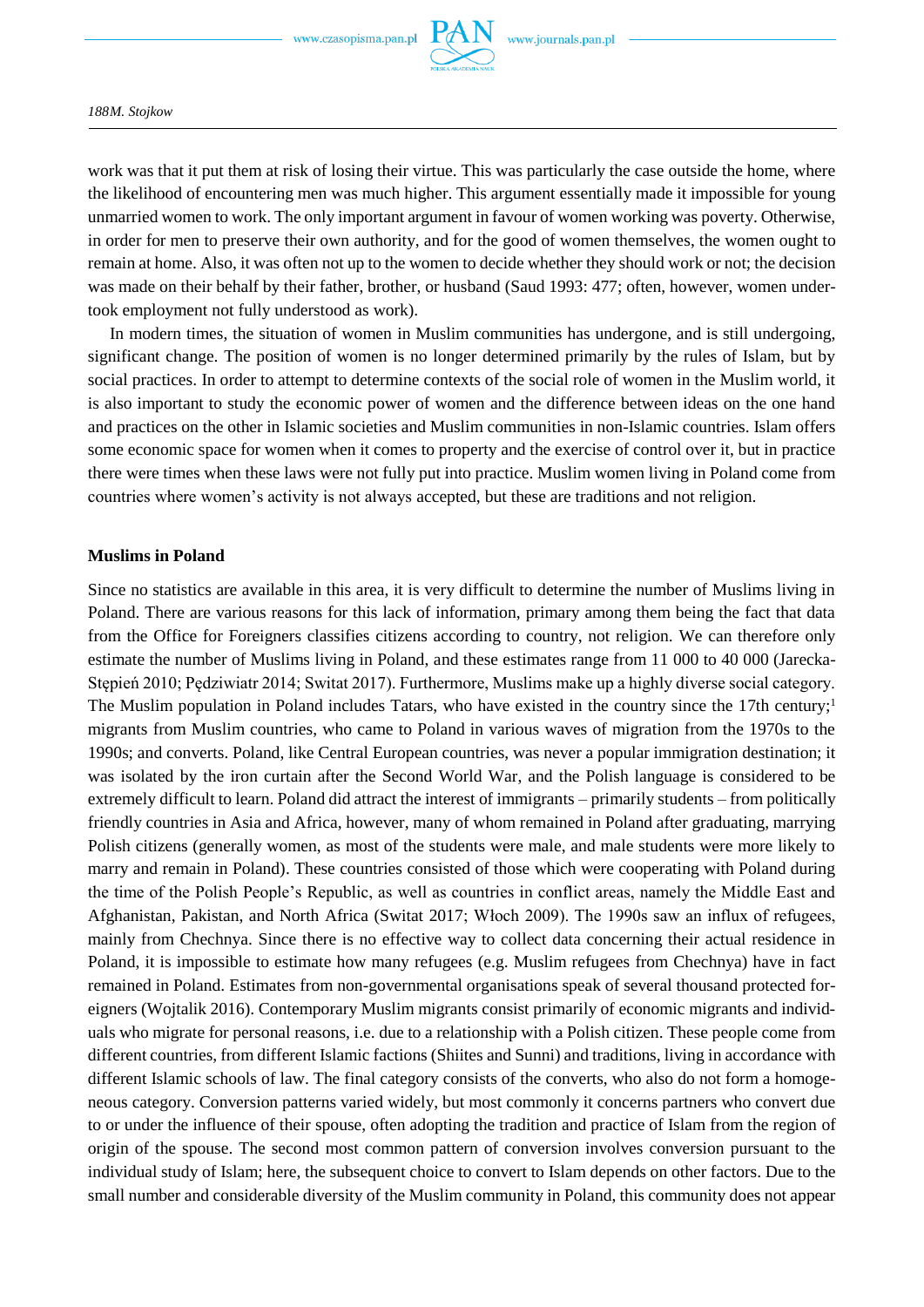work was that it put them at risk of losing their virtue. This was particularly the case outside the home, where the likelihood of encountering men was much higher. This argument essentially made it impossible for young unmarried women to work. The only important argument in favour of women working was poverty. Otherwise, in order for men to preserve their own authority, and for the good of women themselves, the women ought to remain at home. Also, it was often not up to the women to decide whether they should work or not; the decision was made on their behalf by their father, brother, or husband (Saud 1993: 477; often, however, women undertook employment not fully understood as work).

In modern times, the situation of women in Muslim communities has undergone, and is still undergoing, significant change. The position of women is no longer determined primarily by the rules of Islam, but by social practices. In order to attempt to determine contexts of the social role of women in the Muslim world, it is also important to study the economic power of women and the difference between ideas on the one hand and practices on the other in Islamic societies and Muslim communities in non-Islamic countries. Islam offers some economic space for women when it comes to property and the exercise of control over it, but in practice there were times when these laws were not fully put into practice. Muslim women living in Poland come from countries where women's activity is not always accepted, but these are traditions and not religion.

## Muslims in Poland

Since no statistics are available in this area, it is very difficult to determine the number of Muslims living in Poland. There are various reasons for this lack of information, primary among them being the fact that data from the Office for Foreigners classifies citizens according to country, not religion. We can therefore only estimate the number of Muslims living in Poland, and these estimates range from 11 000 to 40 000 (Jarecka-Stępień 2010; Pędziwiatr 2014; Switat 2017). Furthermore, Muslims make up a highly diverse social category. The Muslim population in Poland includes Tatars, who have existed in the country since the 17th century;[1] migrants from Muslim countries, who came to Poland in various waves of migration from the 1970s to the 1990s; and converts. Poland, like Central European countries, was never a popular immigration destination; it was isolated by the iron curtain after the Second World War, and the Polish language is considered to be extremely difficult to learn. Poland did attract the interest of immigrants – primarily students – from politically friendly countries in Asia and Africa, however, many of whom remained in Poland after graduating, marrying Polish citizens (generally women, as most of the students were male, and male students were more likely to marry and remain in Poland). These countries consisted of those which were cooperating with Poland during the time of the Polish People's Republic, as well as countries in conflict areas, namely the Middle East and Afghanistan, Pakistan, and North Africa (Switat 2017; Włoch 2009). The 1990s saw an influx of refugees, mainly from Chechnya. Since there is no effective way to collect data concerning their actual residence in Poland, it is impossible to estimate how many refugees (e.g. Muslim refugees from Chechnya) have in fact remained in Poland. Estimates from non-governmental organisations speak of several thousand protected foreigners (Wojtalik 2016). Contemporary Muslim migrants consist primarily of economic migrants and individuals who migrate for personal reasons, i.e. due to a relationship with a Polish citizen. These people come from different countries, from different Islamic factions (Shiites and Sunni) and traditions, living in accordance with different Islamic schools of law. The final category consists of the converts, who also do not form a homogeneous category. Conversion patterns varied widely, but most commonly it concerns partners who convert due to or under the influence of their spouse, often adopting the tradition and practice of Islam from the region of origin of the spouse. The second most common pattern of conversion involves conversion pursuant to the individual study of Islam; here, the subsequent choice to convert to Islam depends on other factors. Due to the small number and considerable diversity of the Muslim community in Poland, this community does not appear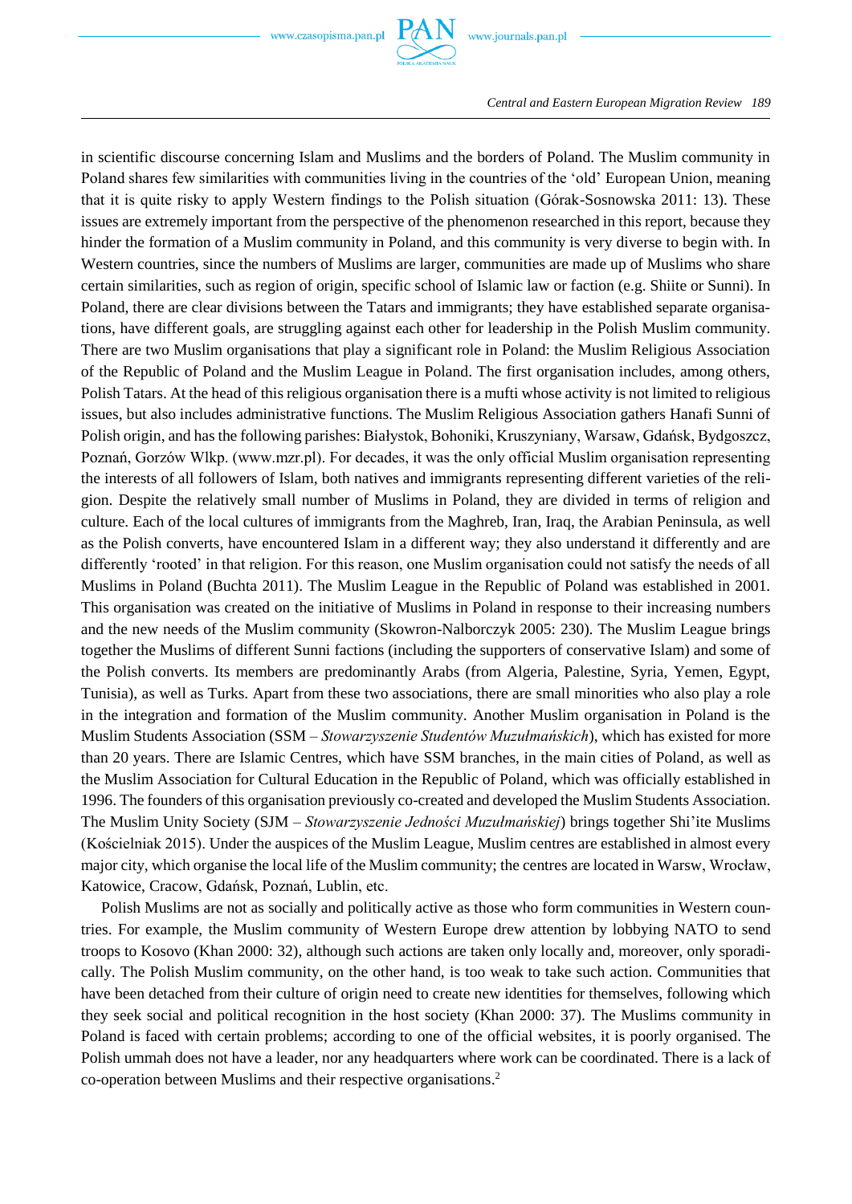in scientific discourse concerning Islam and Muslims and the borders of Poland. The Muslim community in Poland shares few similarities with communities living in the countries of the 'old' European Union, meaning that it is quite risky to apply Western findings to the Polish situation (Górak-Sosnowska 2011: 13). These issues are extremely important from the perspective of the phenomenon researched in this report, because they hinder the formation of a Muslim community in Poland, and this community is very diverse to begin with. In Western countries, since the numbers of Muslims are larger, communities are made up of Muslims who share certain similarities, such as region of origin, specific school of Islamic law or faction (e.g. Shiite or Sunni). In Poland, there are clear divisions between the Tatars and immigrants; they have established separate organisations, have different goals, are struggling against each other for leadership in the Polish Muslim community. There are two Muslim organisations that play a significant role in Poland: the Muslim Religious Association of the Republic of Poland and the Muslim League in Poland. The first organisation includes, among others, Polish Tatars. At the head of this religious organisation there is a mufti whose activity is not limited to religious issues, but also includes administrative functions. The Muslim Religious Association gathers Hanafi Sunni of Polish origin, and has the following parishes: Białystok, Bohoniki, Kruszyniany, Warsaw, Gdańsk, Bydgoszcz, Poznań, Gorzów Wlkp. (www.mzr.pl). For decades, it was the only official Muslim organisation representing the interests of all followers of Islam, both natives and immigrants representing different varieties of the religion. Despite the relatively small number of Muslims in Poland, they are divided in terms of religion and culture. Each of the local cultures of immigrants from the Maghreb, Iran, Iraq, the Arabian Peninsula, as well as the Polish converts, have encountered Islam in a different way; they also understand it differently and are differently 'rooted' in that religion. For this reason, one Muslim organisation could not satisfy the needs of all Muslims in Poland (Buchta 2011). The Muslim League in the Republic of Poland was established in 2001. This organisation was created on the initiative of Muslims in Poland in response to their increasing numbers and the new needs of the Muslim community (Skowron-Nalborczyk 2005: 230). The Muslim League brings together the Muslims of different Sunni factions (including the supporters of conservative Islam) and some of the Polish converts. Its members are predominantly Arabs (from Algeria, Palestine, Syria, Yemen, Egypt, Tunisia), as well as Turks. Apart from these two associations, there are small minorities who also play a role in the integration and formation of the Muslim community. Another Muslim organisation in Poland is the Muslim Students Association (SSM – *Stowarzyszenie Studentów Muzułmańskich*), which has existed for more than 20 years. There are Islamic Centres, which have SSM branches, in the main cities of Poland, as well as the Muslim Association for Cultural Education in the Republic of Poland, which was officially established in 1996. The founders of this organisation previously co-created and developed the Muslim Students Association. The Muslim Unity Society (SJM – *Stowarzyszenie Jedności Muzułmańskiej*) brings together Shi'ite Muslims (Kościelniak 2015). Under the auspices of the Muslim League, Muslim centres are established in almost every major city, which organise the local life of the Muslim community; the centres are located in Warsw, Wrocław, Katowice, Cracow, Gdańsk, Poznań, Lublin, etc.

Polish Muslims are not as socially and politically active as those who form communities in Western countries. For example, the Muslim community of Western Europe drew attention by lobbying NATO to send troops to Kosovo (Khan 2000: 32), although such actions are taken only locally and, moreover, only sporadically. The Polish Muslim community, on the other hand, is too weak to take such action. Communities that have been detached from their culture of origin need to create new identities for themselves, following which they seek social and political recognition in the host society (Khan 2000: 37). The Muslims community in Poland is faced with certain problems; according to one of the official websites, it is poorly organised. The Polish ummah does not have a leader, nor any headquarters where work can be coordinated. There is a lack of co-operation between Muslims and their respective organisations.[2]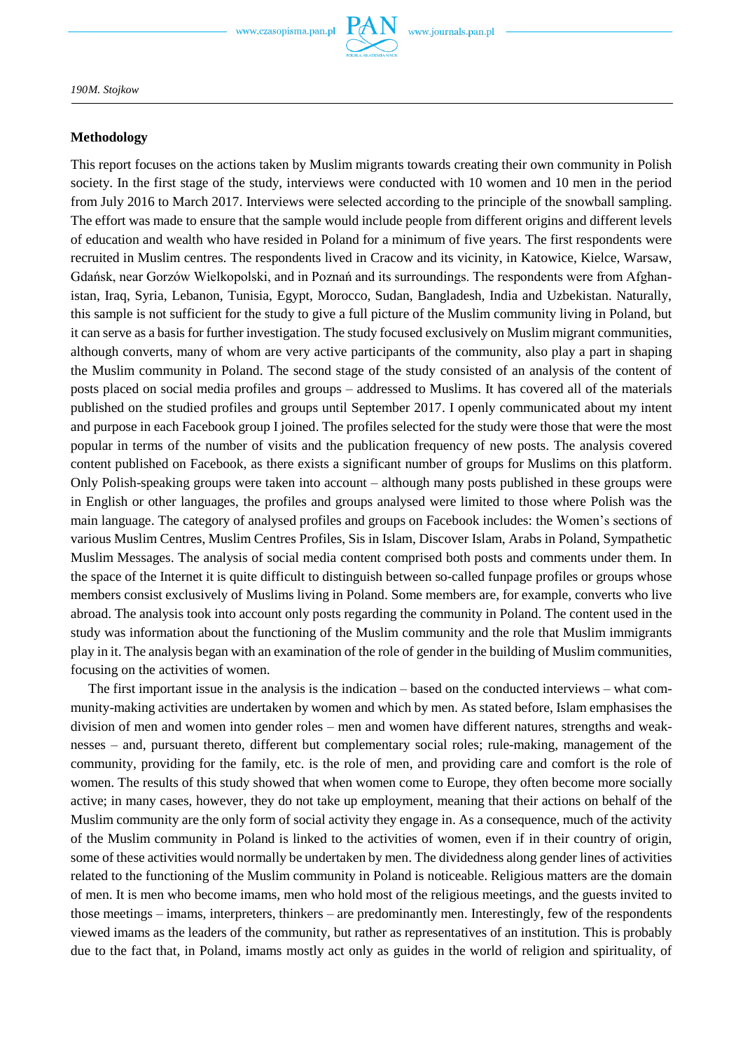## Methodology

This report focuses on the actions taken by Muslim migrants towards creating their own community in Polish society. In the first stage of the study, interviews were conducted with 10 women and 10 men in the period from July 2016 to March 2017. Interviews were selected according to the principle of the snowball sampling. The effort was made to ensure that the sample would include people from different origins and different levels of education and wealth who have resided in Poland for a minimum of five years. The first respondents were recruited in Muslim centres. The respondents lived in Cracow and its vicinity, in Katowice, Kielce, Warsaw, Gdańsk, near Gorzów Wielkopolski, and in Poznań and its surroundings. The respondents were from Afghanistan, Iraq, Syria, Lebanon, Tunisia, Egypt, Morocco, Sudan, Bangladesh, India and Uzbekistan. Naturally, this sample is not sufficient for the study to give a full picture of the Muslim community living in Poland, but it can serve as a basis for further investigation. The study focused exclusively on Muslim migrant communities, although converts, many of whom are very active participants of the community, also play a part in shaping the Muslim community in Poland. The second stage of the study consisted of an analysis of the content of posts placed on social media profiles and groups – addressed to Muslims. It has covered all of the materials published on the studied profiles and groups until September 2017. I openly communicated about my intent and purpose in each Facebook group I joined. The profiles selected for the study were those that were the most popular in terms of the number of visits and the publication frequency of new posts. The analysis covered content published on Facebook, as there exists a significant number of groups for Muslims on this platform. Only Polish-speaking groups were taken into account – although many posts published in these groups were in English or other languages, the profiles and groups analysed were limited to those where Polish was the main language. The category of analysed profiles and groups on Facebook includes: the Women's sections of various Muslim Centres, Muslim Centres Profiles, Sis in Islam, Discover Islam, Arabs in Poland, Sympathetic Muslim Messages. The analysis of social media content comprised both posts and comments under them. In the space of the Internet it is quite difficult to distinguish between so-called funpage profiles or groups whose members consist exclusively of Muslims living in Poland. Some members are, for example, converts who live abroad. The analysis took into account only posts regarding the community in Poland. The content used in the study was information about the functioning of the Muslim community and the role that Muslim immigrants play in it. The analysis began with an examination of the role of gender in the building of Muslim communities, focusing on the activities of women.

The first important issue in the analysis is the indication – based on the conducted interviews – what community-making activities are undertaken by women and which by men. As stated before, Islam emphasises the division of men and women into gender roles – men and women have different natures, strengths and weaknesses – and, pursuant thereto, different but complementary social roles; rule-making, management of the community, providing for the family, etc. is the role of men, and providing care and comfort is the role of women. The results of this study showed that when women come to Europe, they often become more socially active; in many cases, however, they do not take up employment, meaning that their actions on behalf of the Muslim community are the only form of social activity they engage in. As a consequence, much of the activity of the Muslim community in Poland is linked to the activities of women, even if in their country of origin, some of these activities would normally be undertaken by men. The dividedness along gender lines of activities related to the functioning of the Muslim community in Poland is noticeable. Religious matters are the domain of men. It is men who become imams, men who hold most of the religious meetings, and the guests invited to those meetings – imams, interpreters, thinkers – are predominantly men. Interestingly, few of the respondents viewed imams as the leaders of the community, but rather as representatives of an institution. This is probably due to the fact that, in Poland, imams mostly act only as guides in the world of religion and spirituality, of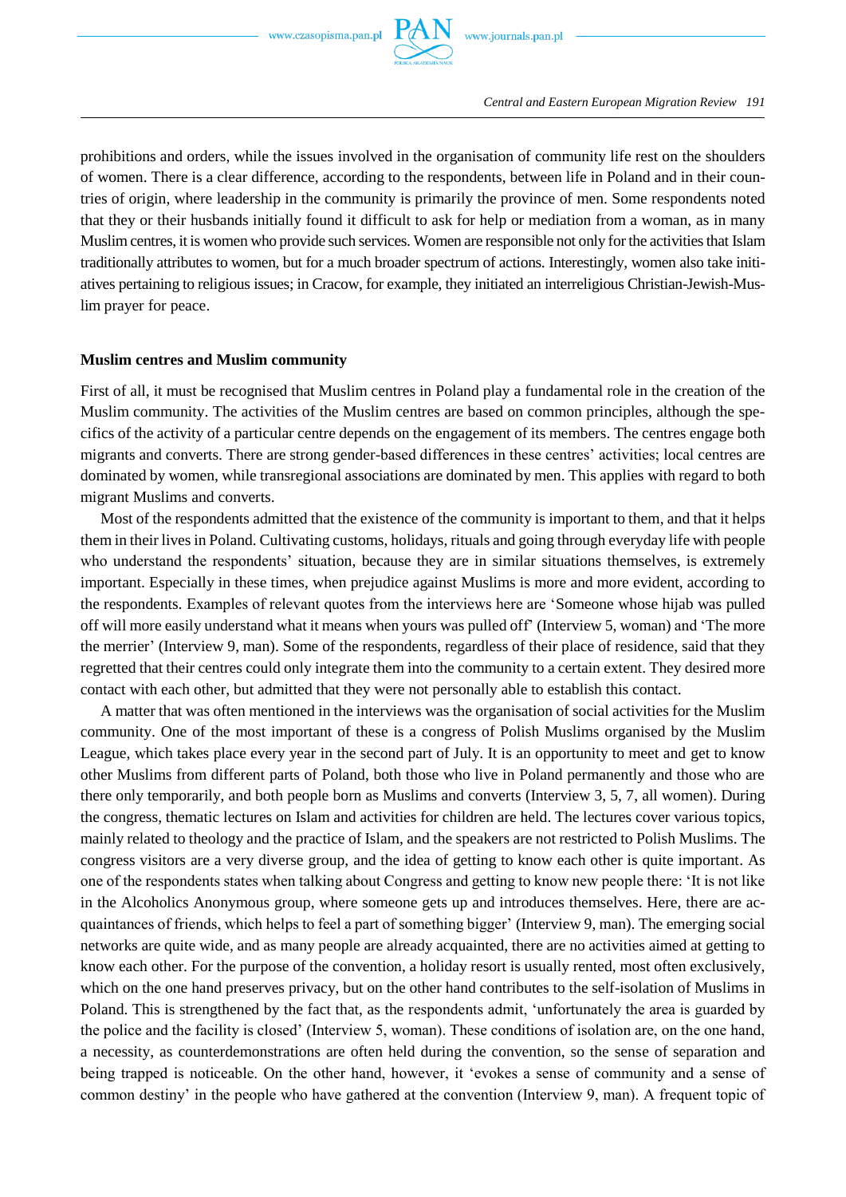prohibitions and orders, while the issues involved in the organisation of community life rest on the shoulders of women. There is a clear difference, according to the respondents, between life in Poland and in their countries of origin, where leadership in the community is primarily the province of men. Some respondents noted that they or their husbands initially found it difficult to ask for help or mediation from a woman, as in many Muslim centres, it is women who provide such services. Women are responsible not only for the activities that Islam traditionally attributes to women, but for a much broader spectrum of actions. Interestingly, women also take initiatives pertaining to religious issues; in Cracow, for example, they initiated an interreligious Christian-Jewish-Muslim prayer for peace.

**Muslim centres and Muslim community**

First of all, it must be recognised that Muslim centres in Poland play a fundamental role in the creation of the Muslim community. The activities of the Muslim centres are based on common principles, although the specifics of the activity of a particular centre depends on the engagement of its members. The centres engage both migrants and converts. There are strong gender-based differences in these centres' activities; local centres are dominated by women, while transregional associations are dominated by men. This applies with regard to both migrant Muslims and converts.

Most of the respondents admitted that the existence of the community is important to them, and that it helps them in their lives in Poland. Cultivating customs, holidays, rituals and going through everyday life with people who understand the respondents' situation, because they are in similar situations themselves, is extremely important. Especially in these times, when prejudice against Muslims is more and more evident, according to the respondents. Examples of relevant quotes from the interviews here are 'Someone whose hijab was pulled off will more easily understand what it means when yours was pulled off' (Interview 5, woman) and 'The more the merrier' (Interview 9, man). Some of the respondents, regardless of their place of residence, said that they regretted that their centres could only integrate them into the community to a certain extent. They desired more contact with each other, but admitted that they were not personally able to establish this contact.

A matter that was often mentioned in the interviews was the organisation of social activities for the Muslim community. One of the most important of these is a congress of Polish Muslims organised by the Muslim League, which takes place every year in the second part of July. It is an opportunity to meet and get to know other Muslims from different parts of Poland, both those who live in Poland permanently and those who are there only temporarily, and both people born as Muslims and converts (Interview 3, 5, 7, all women). During the congress, thematic lectures on Islam and activities for children are held. The lectures cover various topics, mainly related to theology and the practice of Islam, and the speakers are not restricted to Polish Muslims. The congress visitors are a very diverse group, and the idea of getting to know each other is quite important. As one of the respondents states when talking about Congress and getting to know new people there: 'It is not like in the Alcoholics Anonymous group, where someone gets up and introduces themselves. Here, there are acquaintances of friends, which helps to feel a part of something bigger' (Interview 9, man). The emerging social networks are quite wide, and as many people are already acquainted, there are no activities aimed at getting to know each other. For the purpose of the convention, a holiday resort is usually rented, most often exclusively, which on the one hand preserves privacy, but on the other hand contributes to the self-isolation of Muslims in Poland. This is strengthened by the fact that, as the respondents admit, 'unfortunately the area is guarded by the police and the facility is closed' (Interview 5, woman). These conditions of isolation are, on the one hand, a necessity, as counterdemonstrations are often held during the convention, so the sense of separation and being trapped is noticeable. On the other hand, however, it 'evokes a sense of community and a sense of common destiny' in the people who have gathered at the convention (Interview 9, man). A frequent topic of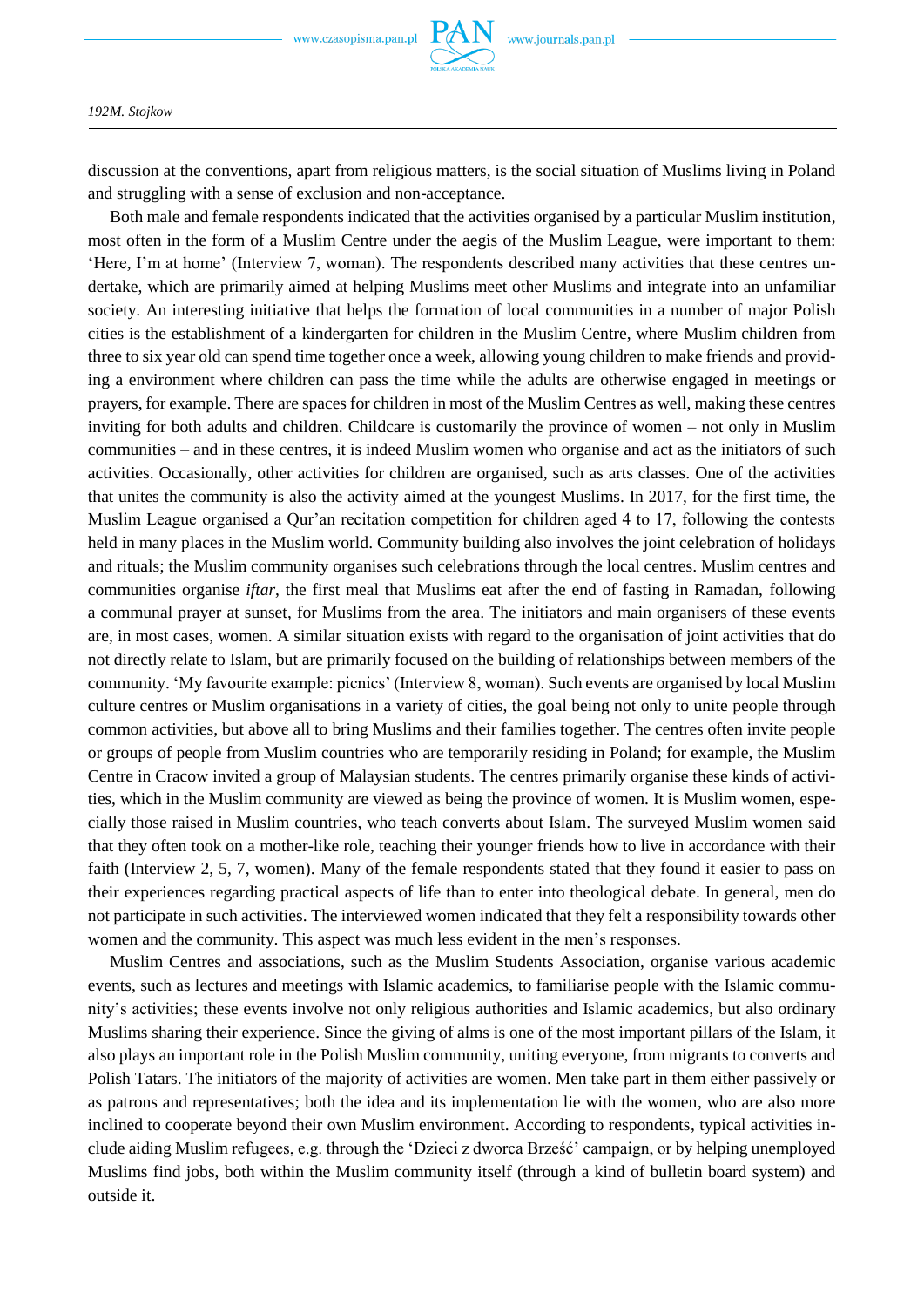discussion at the conventions, apart from religious matters, is the social situation of Muslims living in Poland and struggling with a sense of exclusion and non-acceptance.

Both male and female respondents indicated that the activities organised by a particular Muslim institution, most often in the form of a Muslim Centre under the aegis of the Muslim League, were important to them: 'Here, I'm at home' (Interview 7, woman). The respondents described many activities that these centres undertake, which are primarily aimed at helping Muslims meet other Muslims and integrate into an unfamiliar society. An interesting initiative that helps the formation of local communities in a number of major Polish cities is the establishment of a kindergarten for children in the Muslim Centre, where Muslim children from three to six year old can spend time together once a week, allowing young children to make friends and providing a environment where children can pass the time while the adults are otherwise engaged in meetings or prayers, for example. There are spaces for children in most of the Muslim Centres as well, making these centres inviting for both adults and children. Childcare is customarily the province of women – not only in Muslim communities – and in these centres, it is indeed Muslim women who organise and act as the initiators of such activities. Occasionally, other activities for children are organised, such as arts classes. One of the activities that unites the community is also the activity aimed at the youngest Muslims. In 2017, for the first time, the Muslim League organised a Qur'an recitation competition for children aged 4 to 17, following the contests held in many places in the Muslim world. Community building also involves the joint celebration of holidays and rituals; the Muslim community organises such celebrations through the local centres. Muslim centres and communities organise *iftar*, the first meal that Muslims eat after the end of fasting in Ramadan, following a communal prayer at sunset, for Muslims from the area. The initiators and main organisers of these events are, in most cases, women. A similar situation exists with regard to the organisation of joint activities that do not directly relate to Islam, but are primarily focused on the building of relationships between members of the community. 'My favourite example: picnics' (Interview 8, woman). Such events are organised by local Muslim culture centres or Muslim organisations in a variety of cities, the goal being not only to unite people through common activities, but above all to bring Muslims and their families together. The centres often invite people or groups of people from Muslim countries who are temporarily residing in Poland; for example, the Muslim Centre in Cracow invited a group of Malaysian students. The centres primarily organise these kinds of activities, which in the Muslim community are viewed as being the province of women. It is Muslim women, especially those raised in Muslim countries, who teach converts about Islam. The surveyed Muslim women said that they often took on a mother-like role, teaching their younger friends how to live in accordance with their faith (Interview 2, 5, 7, women). Many of the female respondents stated that they found it easier to pass on their experiences regarding practical aspects of life than to enter into theological debate. In general, men do not participate in such activities. The interviewed women indicated that they felt a responsibility towards other women and the community. This aspect was much less evident in the men's responses.

Muslim Centres and associations, such as the Muslim Students Association, organise various academic events, such as lectures and meetings with Islamic academics, to familiarise people with the Islamic community's activities; these events involve not only religious authorities and Islamic academics, but also ordinary Muslims sharing their experience. Since the giving of alms is one of the most important pillars of the Islam, it also plays an important role in the Polish Muslim community, uniting everyone, from migrants to converts and Polish Tatars. The initiators of the majority of activities are women. Men take part in them either passively or as patrons and representatives; both the idea and its implementation lie with the women, who are also more inclined to cooperate beyond their own Muslim environment. According to respondents, typical activities include aiding Muslim refugees, e.g. through the 'Dzieci z dworca Brześć' campaign, or by helping unemployed Muslims find jobs, both within the Muslim community itself (through a kind of bulletin board system) and outside it.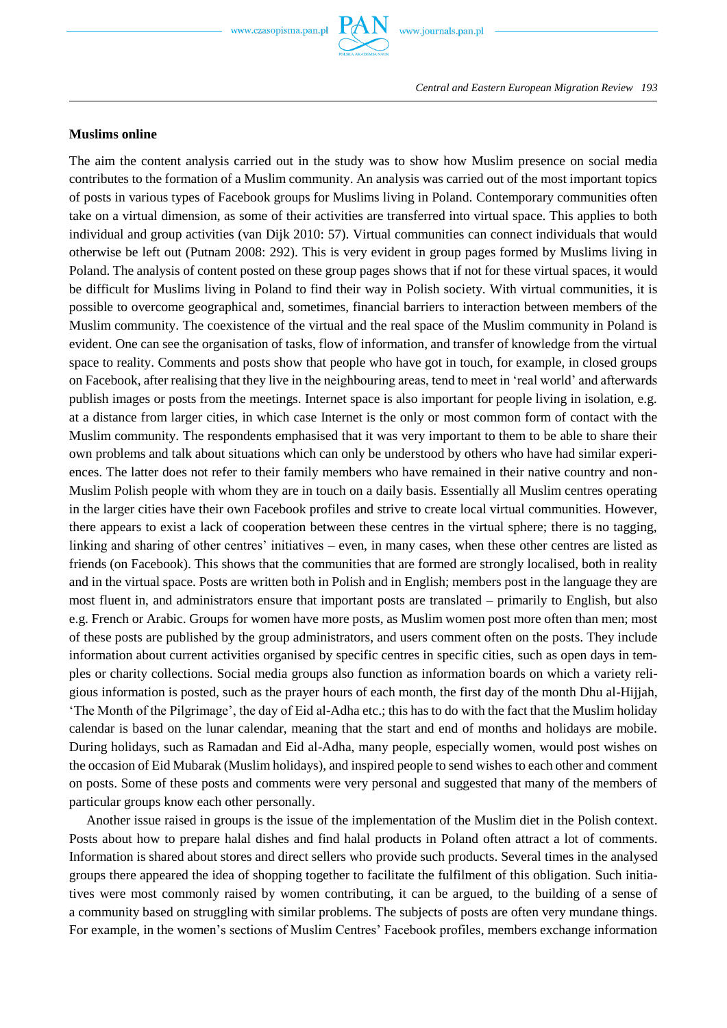### Muslims online

The aim the content analysis carried out in the study was to show how Muslim presence on social media contributes to the formation of a Muslim community. An analysis was carried out of the most important topics of posts in various types of Facebook groups for Muslims living in Poland. Contemporary communities often take on a virtual dimension, as some of their activities are transferred into virtual space. This applies to both individual and group activities (van Dijk 2010: 57). Virtual communities can connect individuals that would otherwise be left out (Putnam 2008: 292). This is very evident in group pages formed by Muslims living in Poland. The analysis of content posted on these group pages shows that if not for these virtual spaces, it would be difficult for Muslims living in Poland to find their way in Polish society. With virtual communities, it is possible to overcome geographical and, sometimes, financial barriers to interaction between members of the Muslim community. The coexistence of the virtual and the real space of the Muslim community in Poland is evident. One can see the organisation of tasks, flow of information, and transfer of knowledge from the virtual space to reality. Comments and posts show that people who have got in touch, for example, in closed groups on Facebook, after realising that they live in the neighbouring areas, tend to meet in 'real world' and afterwards publish images or posts from the meetings. Internet space is also important for people living in isolation, e.g. at a distance from larger cities, in which case Internet is the only or most common form of contact with the Muslim community. The respondents emphasised that it was very important to them to be able to share their own problems and talk about situations which can only be understood by others who have had similar experiences. The latter does not refer to their family members who have remained in their native country and non-Muslim Polish people with whom they are in touch on a daily basis. Essentially all Muslim centres operating in the larger cities have their own Facebook profiles and strive to create local virtual communities. However, there appears to exist a lack of cooperation between these centres in the virtual sphere; there is no tagging, linking and sharing of other centres' initiatives – even, in many cases, when these other centres are listed as friends (on Facebook). This shows that the communities that are formed are strongly localised, both in reality and in the virtual space. Posts are written both in Polish and in English; members post in the language they are most fluent in, and administrators ensure that important posts are translated – primarily to English, but also e.g. French or Arabic. Groups for women have more posts, as Muslim women post more often than men; most of these posts are published by the group administrators, and users comment often on the posts. They include information about current activities organised by specific centres in specific cities, such as open days in temples or charity collections. Social media groups also function as information boards on which a variety religious information is posted, such as the prayer hours of each month, the first day of the month Dhu al-Hijjah, 'The Month of the Pilgrimage', the day of Eid al-Adha etc.; this has to do with the fact that the Muslim holiday calendar is based on the lunar calendar, meaning that the start and end of months and holidays are mobile. During holidays, such as Ramadan and Eid al-Adha, many people, especially women, would post wishes on the occasion of Eid Mubarak (Muslim holidays), and inspired people to send wishes to each other and comment on posts. Some of these posts and comments were very personal and suggested that many of the members of particular groups know each other personally.

Another issue raised in groups is the issue of the implementation of the Muslim diet in the Polish context. Posts about how to prepare halal dishes and find halal products in Poland often attract a lot of comments. Information is shared about stores and direct sellers who provide such products. Several times in the analysed groups there appeared the idea of shopping together to facilitate the fulfilment of this obligation. Such initiatives were most commonly raised by women contributing, it can be argued, to the building of a sense of a community based on struggling with similar problems. The subjects of posts are often very mundane things. For example, in the women's sections of Muslim Centres' Facebook profiles, members exchange information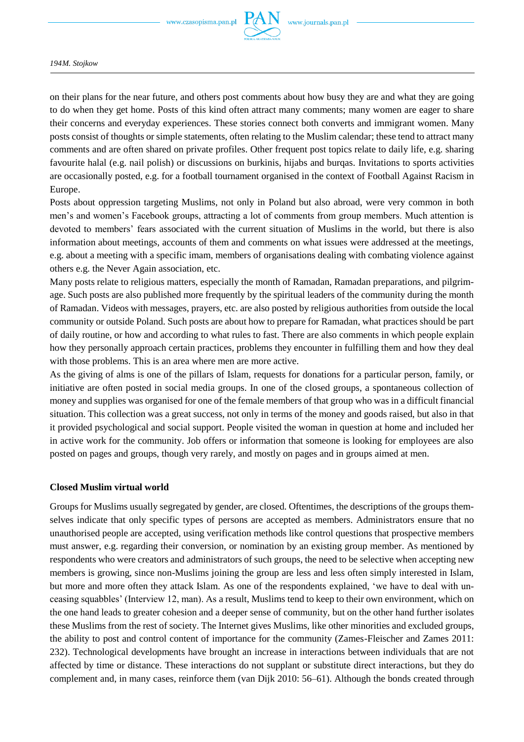on their plans for the near future, and others post comments about how busy they are and what they are going to do when they get home. Posts of this kind often attract many comments; many women are eager to share their concerns and everyday experiences. These stories connect both converts and immigrant women. Many posts consist of thoughts or simple statements, often relating to the Muslim calendar; these tend to attract many comments and are often shared on private profiles. Other frequent post topics relate to daily life, e.g. sharing favourite halal (e.g. nail polish) or discussions on burkinis, hijabs and burqas. Invitations to sports activities are occasionally posted, e.g. for a football tournament organised in the context of Football Against Racism in Europe.

Posts about oppression targeting Muslims, not only in Poland but also abroad, were very common in both men's and women's Facebook groups, attracting a lot of comments from group members. Much attention is devoted to members' fears associated with the current situation of Muslims in the world, but there is also information about meetings, accounts of them and comments on what issues were addressed at the meetings, e.g. about a meeting with a specific imam, members of organisations dealing with combating violence against others e.g. the Never Again association, etc.

Many posts relate to religious matters, especially the month of Ramadan, Ramadan preparations, and pilgrimage. Such posts are also published more frequently by the spiritual leaders of the community during the month of Ramadan. Videos with messages, prayers, etc. are also posted by religious authorities from outside the local community or outside Poland. Such posts are about how to prepare for Ramadan, what practices should be part of daily routine, or how and according to what rules to fast. There are also comments in which people explain how they personally approach certain practices, problems they encounter in fulfilling them and how they deal with those problems. This is an area where men are more active.

As the giving of alms is one of the pillars of Islam, requests for donations for a particular person, family, or initiative are often posted in social media groups. In one of the closed groups, a spontaneous collection of money and supplies was organised for one of the female members of that group who was in a difficult financial situation. This collection was a great success, not only in terms of the money and goods raised, but also in that it provided psychological and social support. People visited the woman in question at home and included her in active work for the community. Job offers or information that someone is looking for employees are also posted on pages and groups, though very rarely, and mostly on pages and in groups aimed at men.

## Closed Muslim virtual world

Groups for Muslims usually segregated by gender, are closed. Oftentimes, the descriptions of the groups themselves indicate that only specific types of persons are accepted as members. Administrators ensure that no unauthorised people are accepted, using verification methods like control questions that prospective members must answer, e.g. regarding their conversion, or nomination by an existing group member. As mentioned by respondents who were creators and administrators of such groups, the need to be selective when accepting new members is growing, since non-Muslims joining the group are less and less often simply interested in Islam, but more and more often they attack Islam. As one of the respondents explained, 'we have to deal with unceasing squabbles' (Interview 12, man). As a result, Muslims tend to keep to their own environment, which on the one hand leads to greater cohesion and a deeper sense of community, but on the other hand further isolates these Muslims from the rest of society. The Internet gives Muslims, like other minorities and excluded groups, the ability to post and control content of importance for the community (Zames-Fleischer and Zames 2011: 232). Technological developments have brought an increase in interactions between individuals that are not affected by time or distance. These interactions do not supplant or substitute direct interactions, but they do complement and, in many cases, reinforce them (van Dijk 2010: 56–61). Although the bonds created through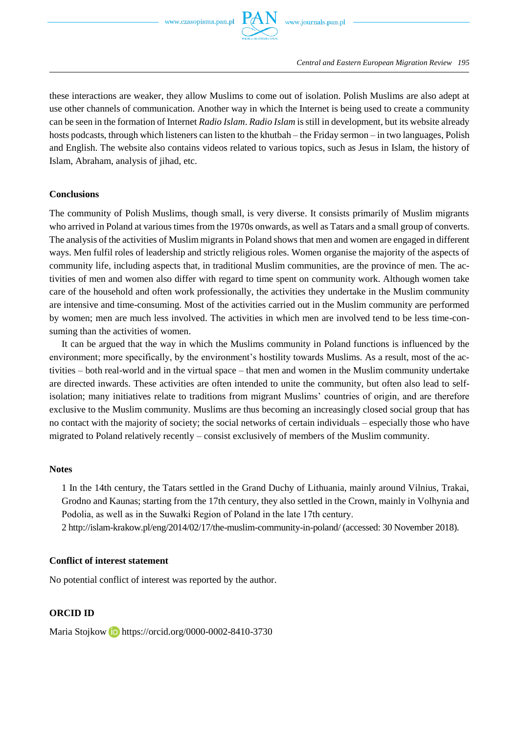these interactions are weaker, they allow Muslims to come out of isolation. Polish Muslims are also adept at use other channels of communication. Another way in which the Internet is being used to create a community can be seen in the formation of Internet *Radio Islam*. *Radio Islam* is still in development, but its website already hosts podcasts, through which listeners can listen to the khutbah – the Friday sermon – in two languages, Polish and English. The website also contains videos related to various topics, such as Jesus in Islam, the history of Islam, Abraham, analysis of jihad, etc.

## Conclusions

The community of Polish Muslims, though small, is very diverse. It consists primarily of Muslim migrants who arrived in Poland at various times from the 1970s onwards, as well as Tatars and a small group of converts. The analysis of the activities of Muslim migrants in Poland shows that men and women are engaged in different ways. Men fulfil roles of leadership and strictly religious roles. Women organise the majority of the aspects of community life, including aspects that, in traditional Muslim communities, are the province of men. The activities of men and women also differ with regard to time spent on community work. Although women take care of the household and often work professionally, the activities they undertake in the Muslim community are intensive and time-consuming. Most of the activities carried out in the Muslim community are performed by women; men are much less involved. The activities in which men are involved tend to be less time-consuming than the activities of women.

It can be argued that the way in which the Muslims community in Poland functions is influenced by the environment; more specifically, by the environment's hostility towards Muslims. As a result, most of the activities – both real-world and in the virtual space – that men and women in the Muslim community undertake are directed inwards. These activities are often intended to unite the community, but often also lead to self-isolation; many initiatives relate to traditions from migrant Muslims' countries of origin, and are therefore exclusive to the Muslim community. Muslims are thus becoming an increasingly closed social group that has no contact with the majority of society; the social networks of certain individuals – especially those who have migrated to Poland relatively recently – consist exclusively of members of the Muslim community.

## Notes

1 In the 14th century, the Tatars settled in the Grand Duchy of Lithuania, mainly around Vilnius, Trakai, Grodno and Kaunas; starting from the 17th century, they also settled in the Crown, mainly in Volhynia and Podolia, as well as in the Suwałki Region of Poland in the late 17th century.

2 http://islam-krakow.pl/eng/2014/02/17/the-muslim-community-in-poland/ (accessed: 30 November 2018).

## Conflict of interest statement

No potential conflict of interest was reported by the author.

## ORCID ID

Maria Stojkow https://orcid.org/0000-0002-8410-3730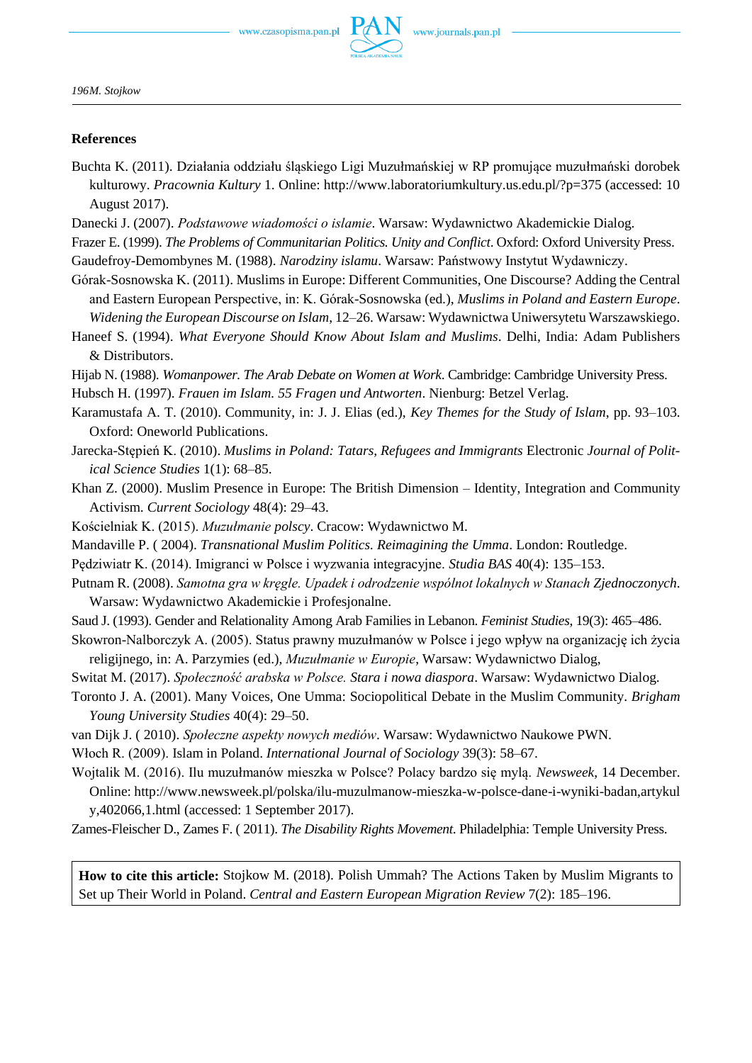## References

Buchta K. (2011). Działania oddziału śląskiego Ligi Muzułmańskiej w RP promujące muzułmański dorobek kulturowy. *Pracownia Kultury* 1. Online: http://www.laboratoriumkultury.us.edu.pl/?p=375 (accessed: 10 August 2017).

Danecki J. (2007). *Podstawowe wiadomości o islamie*. Warsaw: Wydawnictwo Akademickie Dialog.

Frazer E. (1999). *The Problems of Communitarian Politics. Unity and Conflict*. Oxford: Oxford University Press.

Gaudefroy-Demombynes M. (1988). *Narodziny islamu*. Warsaw: Państwowy Instytut Wydawniczy.

Górak-Sosnowska K. (2011). Muslims in Europe: Different Communities, One Discourse? Adding the Central and Eastern European Perspective, in: K. Górak-Sosnowska (ed.), *Muslims in Poland and Eastern Europe. Widening the European Discourse on Islam*, 12–26. Warsaw: Wydawnictwa Uniwersytetu Warszawskiego.

Haneef S. (1994). *What Everyone Should Know About Islam and Muslims*. Delhi, India: Adam Publishers & Distributors.

Hijab N. (1988). *Womanpower. The Arab Debate on Women at Work*. Cambridge: Cambridge University Press.

Hubsch H. (1997). *Frauen im Islam. 55 Fragen und Antworten*. Nienburg: Betzel Verlag.

Karamustafa A. T. (2010). Community, in: J. J. Elias (ed.), *Key Themes for the Study of Islam*, pp. 93–103. Oxford: Oneworld Publications.

Jarecka-Stępień K. (2010). *Muslims in Poland: Tatars, Refugees and Immigrants* Electronic *Journal of Political Science Studies* 1(1): 68–85.

Khan Z. (2000). Muslim Presence in Europe: The British Dimension – Identity, Integration and Community Activism. *Current Sociology* 48(4): 29–43.

Kościelniak K. (2015). *Muzułmanie polscy*. Cracow: Wydawnictwo M.

Mandaville P. ( 2004). *Transnational Muslim Politics. Reimagining the Umma*. London: Routledge.

Pędziwiatr K. (2014). Imigranci w Polsce i wyzwania integracyjne. *Studia BAS* 40(4): 135–153.

Putnam R. (2008). *Samotna gra w kręgle. Upadek i odrodzenie wspólnot lokalnych w Stanach Zjednoczonych*. Warsaw: Wydawnictwo Akademickie i Profesjonalne.

Saud J. (1993). Gender and Relationality Among Arab Families in Lebanon. *Feminist Studies*, 19(3): 465–486.

Skowron-Nalborczyk A. (2005). Status prawny muzułmanów w Polsce i jego wpływ na organizację ich życia religijnego, in: A. Parzymies (ed.), *Muzułmanie w Europie*, Warsaw: Wydawnictwo Dialog,

Switat M. (2017). *Społeczność arabska w Polsce. Stara i nowa diaspora*. Warsaw: Wydawnictwo Dialog.

Toronto J. A. (2001). Many Voices, One Umma: Sociopolitical Debate in the Muslim Community. *Brigham Young University Studies* 40(4): 29–50.

van Dijk J. ( 2010). *Społeczne aspekty nowych mediów*. Warsaw: Wydawnictwo Naukowe PWN.

Włoch R. (2009). Islam in Poland. *International Journal of Sociology* 39(3): 58–67.

Wojtalik M. (2016). Ilu muzułmanów mieszka w Polsce? Polacy bardzo się mylą. *Newsweek*, 14 December. Online: http://www.newsweek.pl/polska/ilu-muzulmanow-mieszka-w-polsce-dane-i-wyniki-badan,artykuly,402066,1.html (accessed: 1 September 2017).

Zames-Fleischer D., Zames F. ( 2011). *The Disability Rights Movement*. Philadelphia: Temple University Press.

**How to cite this article:** Stojkow M. (2018). Polish Ummah? The Actions Taken by Muslim Migrants to Set up Their World in Poland. *Central and Eastern European Migration Review* 7(2): 185–196.